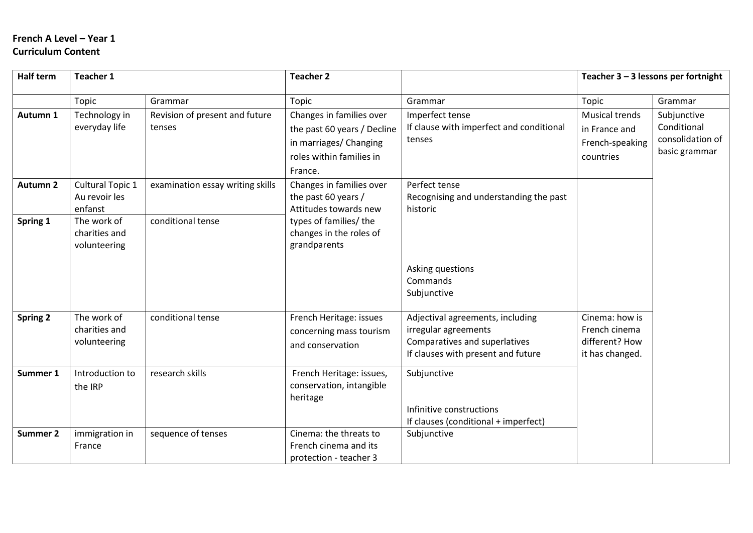**French A Level – Year 1**
**Curriculum Content**

| Half term | Teacher 1 | | Teacher 2 | | Teacher 3 – 3 lessons per fortnight | |
|---|---|---|---|---|---|---|
| | Topic | Grammar | Topic | Grammar | Topic | Grammar |
| **Autumn 1** | Technology in everyday life | Revision of present and future tenses | Changes in families over the past 60 years / Decline in marriages/ Changing roles within families in France. | Imperfect tense<br>If clause with imperfect and conditional tenses | Musical trends in France and French-speaking countries | Subjunctive<br>Conditional<br>consolidation of basic grammar |
| **Autumn 2** | Cultural Topic 1<br>Au revoir les enfanst | examination essay writing skills | Changes in families over the past 60 years / Attitudes towards new types of families/ the changes in the roles of grandparents | Perfect tense<br>Recognising and understanding the past historic | | |
| **Spring 1** | The work of charities and volunteering | conditional tense | | Asking questions<br>Commands<br>Subjunctive | | |
| **Spring 2** | The work of charities and volunteering | conditional tense | French Heritage: issues concerning mass tourism and conservation | Adjectival agreements, including irregular agreements<br>Comparatives and superlatives<br>If clauses with present and future | Cinema: how is French cinema different? How it has changed. | |
| **Summer 1** | Introduction to the IRP | research skills | French Heritage: issues, conservation, intangible heritage | Subjunctive<br><br>Infinitive constructions<br>If clauses (conditional + imperfect) | | |
| **Summer 2** | immigration in France | sequence of tenses | Cinema: the threats to French cinema and its protection - teacher 3 | Subjunctive | | |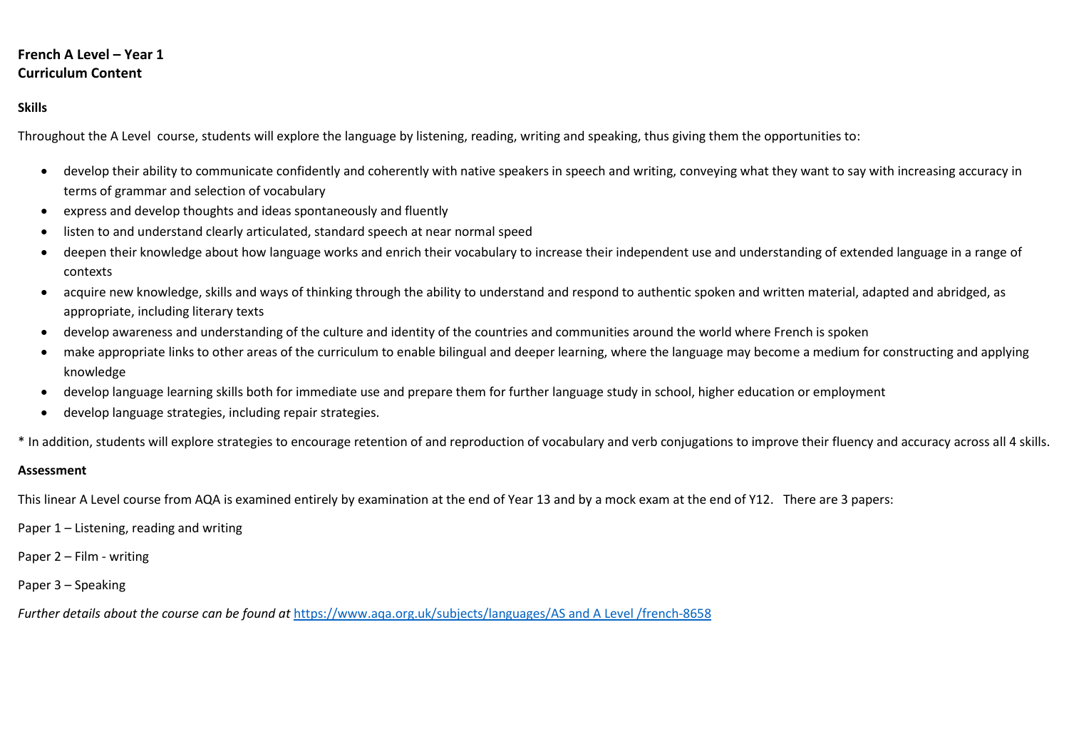**French A Level – Year 1**
**Curriculum Content**

**Skills**

Throughout the A Level course, students will explore the language by listening, reading, writing and speaking, thus giving them the opportunities to:

- develop their ability to communicate confidently and coherently with native speakers in speech and writing, conveying what they want to say with increasing accuracy in terms of grammar and selection of vocabulary
- express and develop thoughts and ideas spontaneously and fluently
- listen to and understand clearly articulated, standard speech at near normal speed
- deepen their knowledge about how language works and enrich their vocabulary to increase their independent use and understanding of extended language in a range of contexts
- acquire new knowledge, skills and ways of thinking through the ability to understand and respond to authentic spoken and written material, adapted and abridged, as appropriate, including literary texts
- develop awareness and understanding of the culture and identity of the countries and communities around the world where French is spoken
- make appropriate links to other areas of the curriculum to enable bilingual and deeper learning, where the language may become a medium for constructing and applying knowledge
- develop language learning skills both for immediate use and prepare them for further language study in school, higher education or employment
- develop language strategies, including repair strategies.

* In addition, students will explore strategies to encourage retention of and reproduction of vocabulary and verb conjugations to improve their fluency and accuracy across all 4 skills.

**Assessment**

This linear A Level course from AQA is examined entirely by examination at the end of Year 13 and by a mock exam at the end of Y12. There are 3 papers:

Paper 1 – Listening, reading and writing

Paper 2 – Film - writing

Paper 3 – Speaking

*Further details about the course can be found at* [https://www.aqa.org.uk/subjects/languages/AS and A Level /french-8658](https://www.aqa.org.uk/subjects/languages/AS and A Level /french-8658)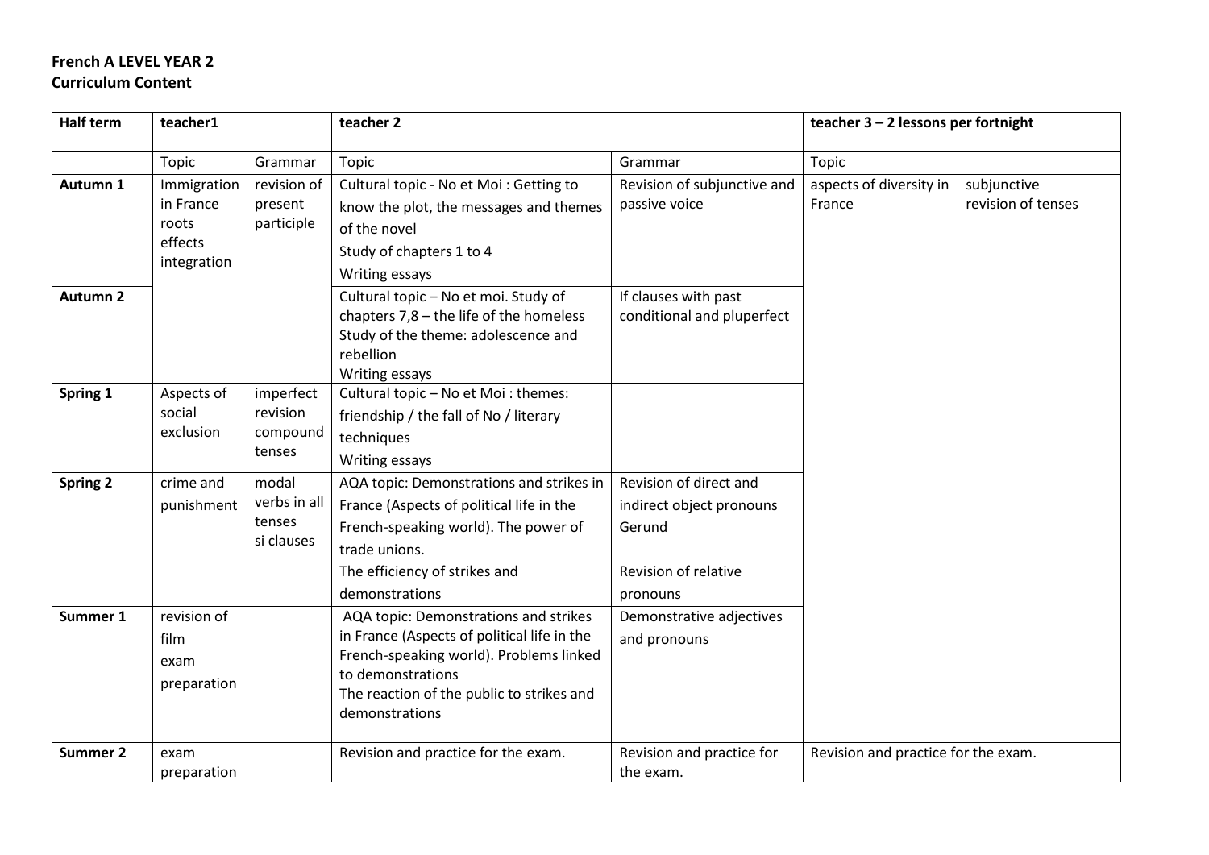**French A LEVEL YEAR 2**
**Curriculum Content**

| Half term | teacher1 | | teacher 2 | | teacher 3 – 2 lessons per fortnight | |
|---|---|---|---|---|---|---|
| | Topic | Grammar | Topic | Grammar | Topic | |
| **Autumn 1** | Immigration in France roots effects integration | revision of present participle | Cultural topic - No et Moi : Getting to know the plot, the messages and themes of the novel<br>Study of chapters 1 to 4<br>Writing essays | Revision of subjunctive and passive voice | aspects of diversity in France | subjunctive<br>revision of tenses |
| **Autumn 2** | | | Cultural topic – No et moi. Study of chapters 7,8 – the life of the homeless<br>Study of the theme: adolescence and rebellion<br>Writing essays | If clauses with past conditional and pluperfect | | |
| **Spring 1** | Aspects of social exclusion | imperfect revision compound tenses | Cultural topic – No et Moi : themes: friendship / the fall of No / literary techniques<br>Writing essays | | | |
| **Spring 2** | crime and punishment | modal verbs in all tenses<br>si clauses | AQA topic: Demonstrations and strikes in France (Aspects of political life in the French-speaking world). The power of trade unions.<br>The efficiency of strikes and demonstrations | Revision of direct and indirect object pronouns<br>Gerund<br><br>Revision of relative pronouns | | |
| **Summer 1** | revision of film<br>exam preparation | | AQA topic: Demonstrations and strikes in France (Aspects of political life in the French-speaking world). Problems linked to demonstrations<br>The reaction of the public to strikes and demonstrations | Demonstrative adjectives and pronouns | | |
| **Summer 2** | exam preparation | | Revision and practice for the exam. | Revision and practice for the exam. | Revision and practice for the exam. | |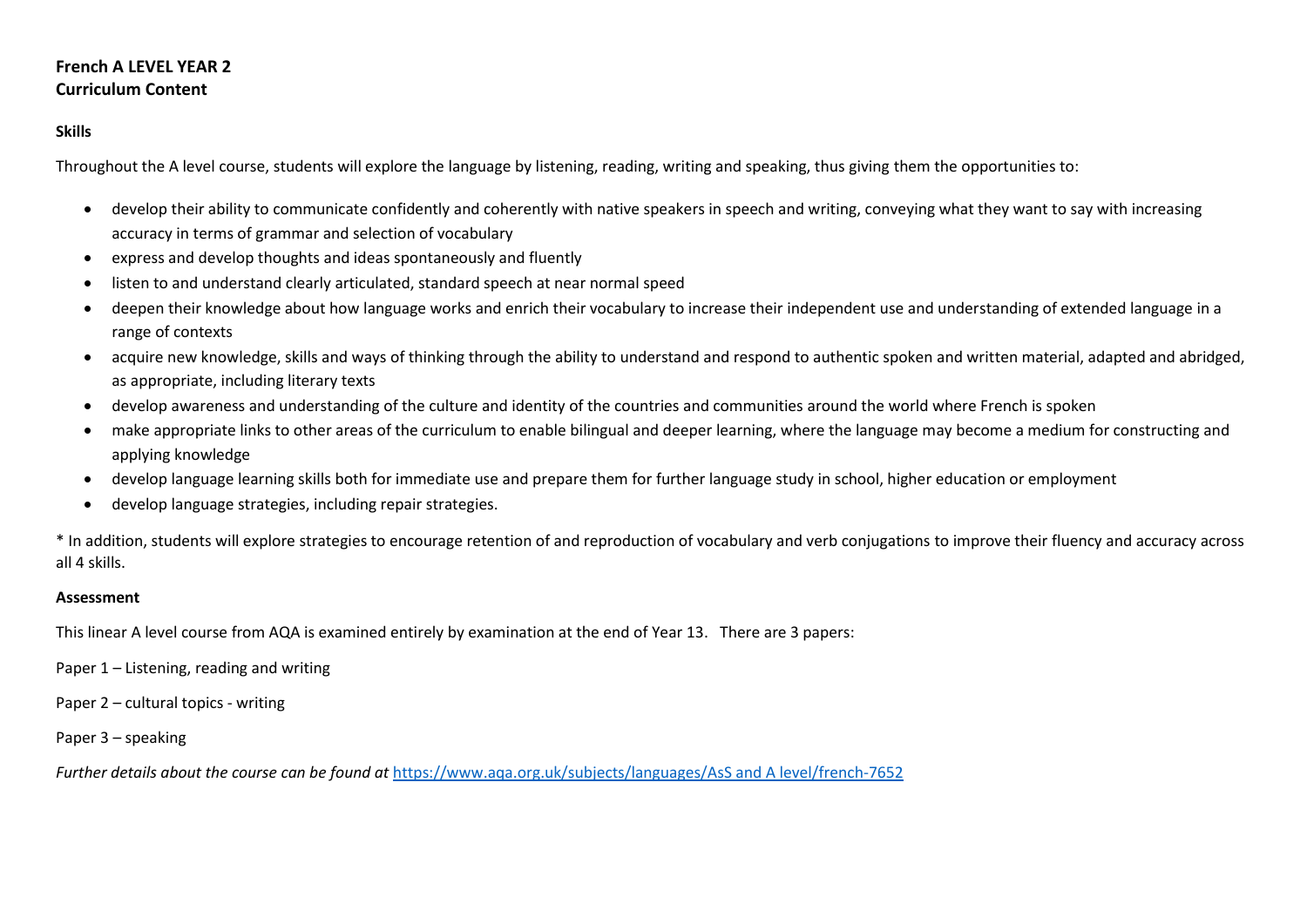**French A LEVEL YEAR 2**
**Curriculum Content**

**Skills**

Throughout the A level course, students will explore the language by listening, reading, writing and speaking, thus giving them the opportunities to:

- develop their ability to communicate confidently and coherently with native speakers in speech and writing, conveying what they want to say with increasing accuracy in terms of grammar and selection of vocabulary
- express and develop thoughts and ideas spontaneously and fluently
- listen to and understand clearly articulated, standard speech at near normal speed
- deepen their knowledge about how language works and enrich their vocabulary to increase their independent use and understanding of extended language in a range of contexts
- acquire new knowledge, skills and ways of thinking through the ability to understand and respond to authentic spoken and written material, adapted and abridged, as appropriate, including literary texts
- develop awareness and understanding of the culture and identity of the countries and communities around the world where French is spoken
- make appropriate links to other areas of the curriculum to enable bilingual and deeper learning, where the language may become a medium for constructing and applying knowledge
- develop language learning skills both for immediate use and prepare them for further language study in school, higher education or employment
- develop language strategies, including repair strategies.

* In addition, students will explore strategies to encourage retention of and reproduction of vocabulary and verb conjugations to improve their fluency and accuracy across all 4 skills.

**Assessment**

This linear A level course from AQA is examined entirely by examination at the end of Year 13. There are 3 papers:

Paper 1 – Listening, reading and writing

Paper 2 – cultural topics - writing

Paper 3 – speaking

*Further details about the course can be found at* https://www.aqa.org.uk/subjects/languages/AsS and A level/french-7652